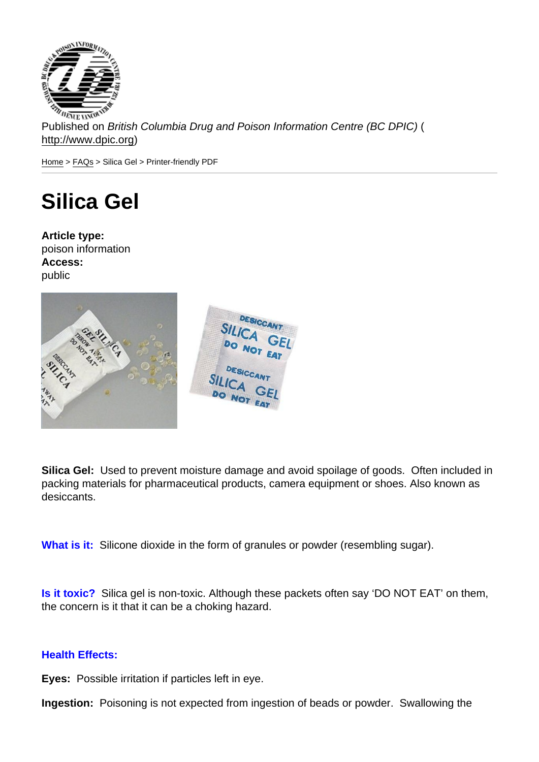Published on *British Columbia Drug and Poison Information Centre (BC DPIC)* (http://www.dpic.org)

Home > FAQs > Silica Gel > Printer-friendly PDF

# Silica Gel

**Article type:**
poison information
**Access:**
public

**Silica Gel:** Used to prevent moisture damage and avoid spoilage of goods. Often included in packing materials for pharmaceutical products, camera equipment or shoes. Also known as desiccants.

**What is it:** Silicone dioxide in the form of granules or powder (resembling sugar).

**Is it toxic?** Silica gel is non-toxic. Although these packets often say 'DO NOT EAT' on them, the concern is it that it can be a choking hazard.

**Health Effects:**

**Eyes:** Possible irritation if particles left in eye.

**Ingestion:** Poisoning is not expected from ingestion of beads or powder. Swallowing the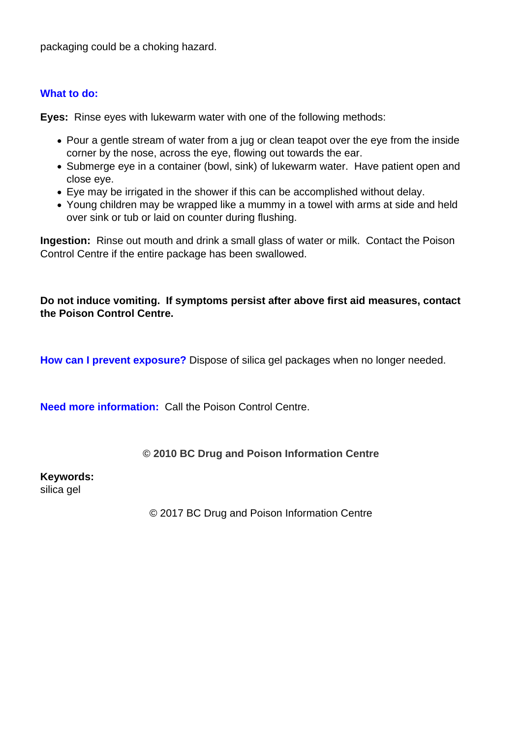packaging could be a choking hazard.

## What to do:

**Eyes:** Rinse eyes with lukewarm water with one of the following methods:

- Pour a gentle stream of water from a jug or clean teapot over the eye from the inside corner by the nose, across the eye, flowing out towards the ear.
- Submerge eye in a container (bowl, sink) of lukewarm water. Have patient open and close eye.
- Eye may be irrigated in the shower if this can be accomplished without delay.
- Young children may be wrapped like a mummy in a towel with arms at side and held over sink or tub or laid on counter during flushing.

**Ingestion:** Rinse out mouth and drink a small glass of water or milk. Contact the Poison Control Centre if the entire package has been swallowed.

**Do not induce vomiting. If symptoms persist after above first aid measures, contact the Poison Control Centre.**

**How can I prevent exposure?** Dispose of silica gel packages when no longer needed.

**Need more information:** Call the Poison Control Centre.

**© 2010 BC Drug and Poison Information Centre**

**Keywords:**
silica gel

© 2017 BC Drug and Poison Information Centre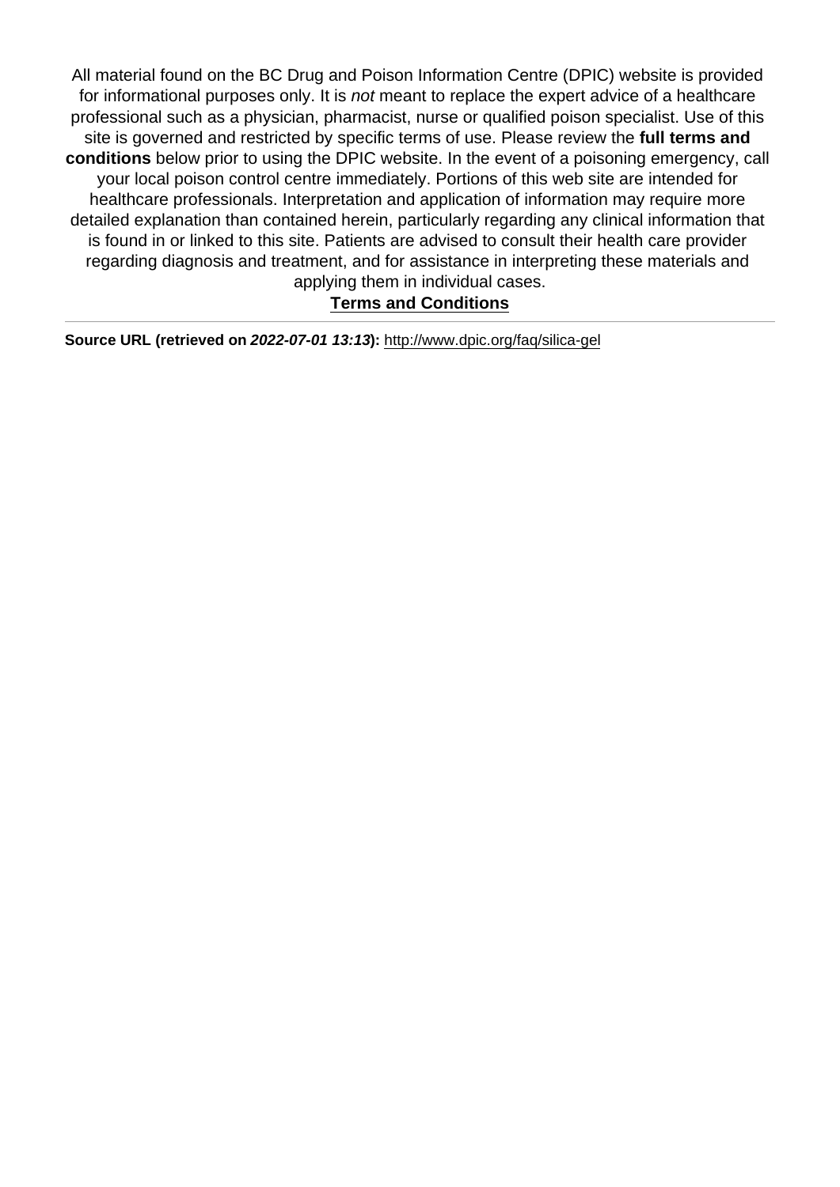All material found on the BC Drug and Poison Information Centre (DPIC) website is provided for informational purposes only. It is *not* meant to replace the expert advice of a healthcare professional such as a physician, pharmacist, nurse or qualified poison specialist. Use of this site is governed and restricted by specific terms of use. Please review the **full terms and conditions** below prior to using the DPIC website. In the event of a poisoning emergency, call your local poison control centre immediately. Portions of this web site are intended for healthcare professionals. Interpretation and application of information may require more detailed explanation than contained herein, particularly regarding any clinical information that is found in or linked to this site. Patients are advised to consult their health care provider regarding diagnosis and treatment, and for assistance in interpreting these materials and applying them in individual cases.

**Terms and Conditions**

---

**Source URL (retrieved on *2022-07-01 13:13*):** http://www.dpic.org/faq/silica-gel